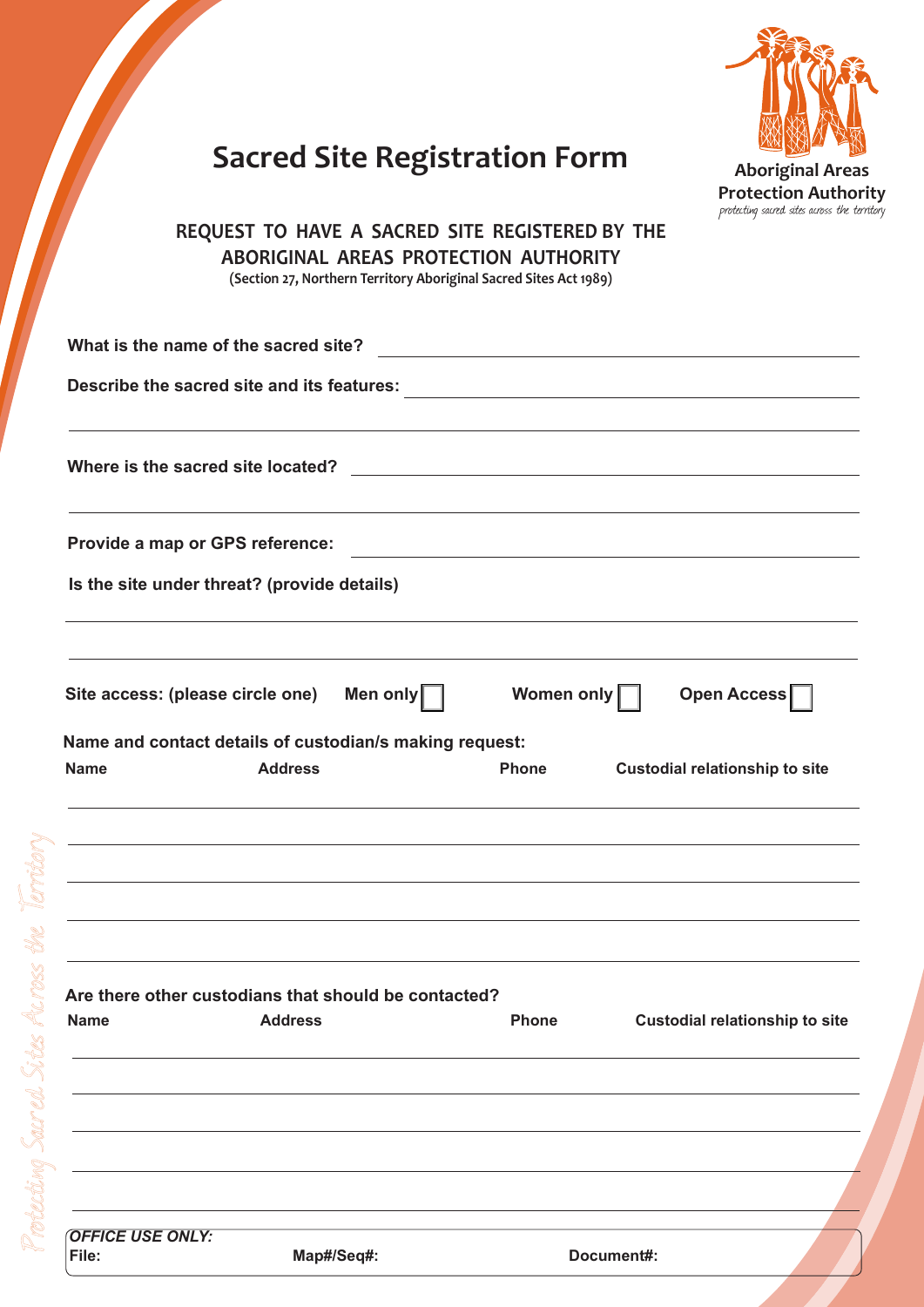# Sacred Site Registration Form

Aboriginal Areas Protection Authority
*protecting sacred sites across the territory*

## REQUEST TO HAVE A SACRED SITE REGISTERED BY THE ABORIGINAL AREAS PROTECTION AUTHORITY

(Section 27, Northern Territory Aboriginal Sacred Sites Act 1989)

**What is the name of the sacred site?** ____________________

**Describe the sacred site and its features:** ____________________

____________________

**Where is the sacred site located?** ____________________

____________________

**Provide a map or GPS reference:** ____________________

**Is the site under threat? (provide details)**

____________________

____________________

**Site access: (please circle one)** **Men only** ☐ **Women only** ☐ **Open Access** ☐

**Name and contact details of custodian/s making request:**

| Name | Address | Phone | Custodial relationship to site |
|---|---|---|---|
| | | | |
| | | | |
| | | | |
| | | | |
| | | | |

**Are there other custodians that should be contacted?**

| Name | Address | Phone | Custodial relationship to site |
|---|---|---|---|
| | | | |
| | | | |
| | | | |
| | | | |
| | | | |

***OFFICE USE ONLY:***

**File:** **Map#/Seq#:** **Document#:**

*Protecting Sacred Sites Across the Territory*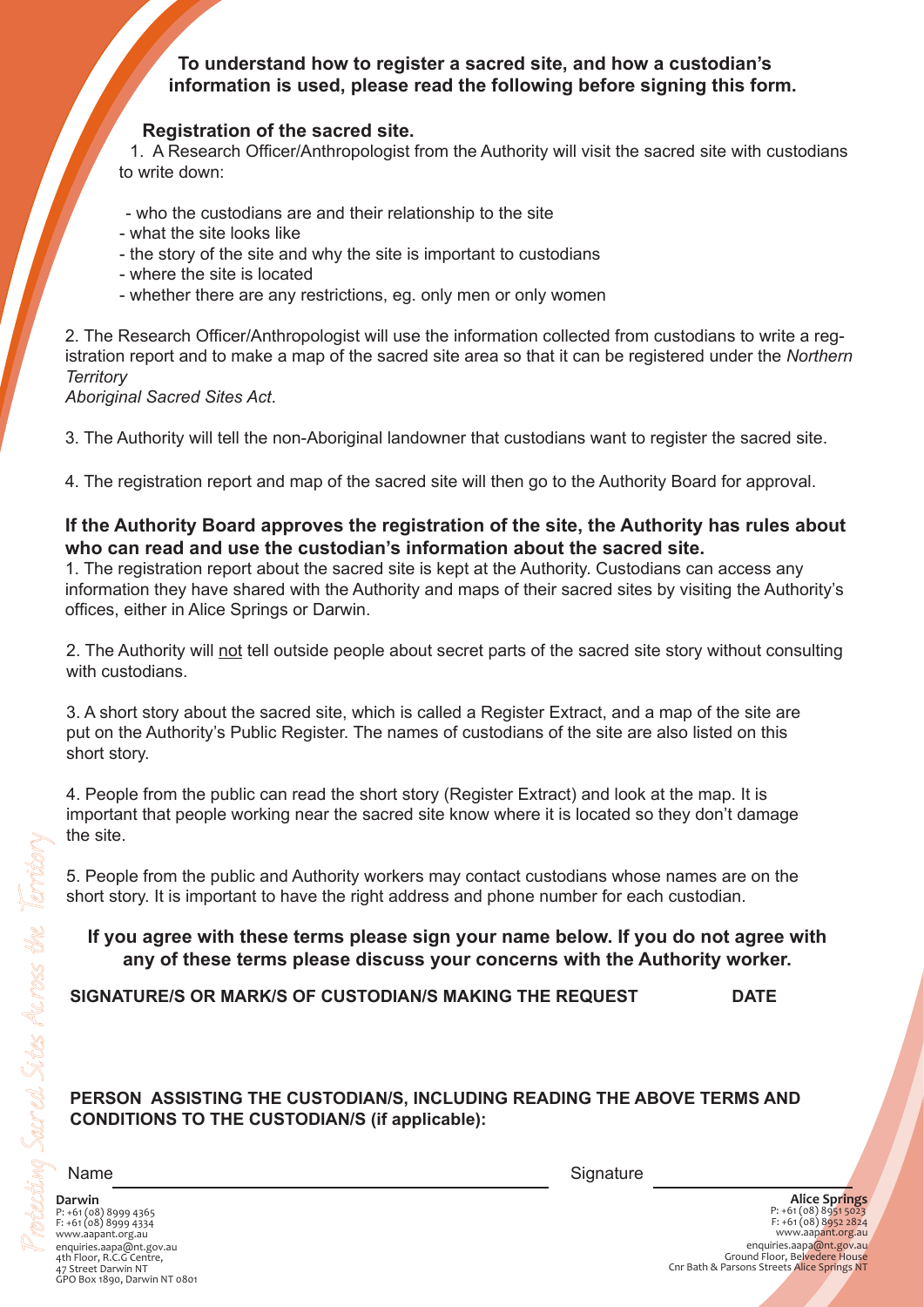**To understand how to register a sacred site, and how a custodian's information is used, please read the following before signing this form.**

### Registration of the sacred site.

1. A Research Officer/Anthropologist from the Authority will visit the sacred site with custodians to write down:

- who the custodians are and their relationship to the site
- what the site looks like
- the story of the site and why the site is important to custodians
- where the site is located
- whether there are any restrictions, eg. only men or only women

2. The Research Officer/Anthropologist will use the information collected from custodians to write a registration report and to make a map of the sacred site area so that it can be registered under the *Northern Territory Aboriginal Sacred Sites Act*.

3. The Authority will tell the non-Aboriginal landowner that custodians want to register the sacred site.

4. The registration report and map of the sacred site will then go to the Authority Board for approval.

### If the Authority Board approves the registration of the site, the Authority has rules about who can read and use the custodian's information about the sacred site.

1. The registration report about the sacred site is kept at the Authority. Custodians can access any information they have shared with the Authority and maps of their sacred sites by visiting the Authority's offices, either in Alice Springs or Darwin.

2. The Authority will not tell outside people about secret parts of the sacred site story without consulting with custodians.

3. A short story about the sacred site, which is called a Register Extract, and a map of the site are put on the Authority's Public Register. The names of custodians of the site are also listed on this short story.

4. People from the public can read the short story (Register Extract) and look at the map. It is important that people working near the sacred site know where it is located so they don't damage the site.

5. People from the public and Authority workers may contact custodians whose names are on the short story. It is important to have the right address and phone number for each custodian.

**If you agree with these terms please sign your name below. If you do not agree with any of these terms please discuss your concerns with the Authority worker.**

**SIGNATURE/S OR MARK/S OF CUSTODIAN/S MAKING THE REQUEST** **DATE**

**PERSON ASSISTING THE CUSTODIAN/S, INCLUDING READING THE ABOVE TERMS AND CONDITIONS TO THE CUSTODIAN/S (if applicable):**

Name ______________________ Signature ______________________

Protecting Sacred Sites Across the Territory

**Darwin**
P: +61 (08) 8999 4365
F: +61 (08) 8999 4334
www.aapant.org.au
enquiries.aapa@nt.gov.au
4th Floor, R.C.G Centre,
47 Street Darwin NT
GPO Box 1890, Darwin NT 0801

**Alice Springs**
P: +61 (08) 8951 5023
F: +61 (08) 8952 2824
www.aapant.org.au
enquiries.aapa@nt.gov.au
Ground Floor, Belvedere House
Cnr Bath & Parsons Streets Alice Springs NT